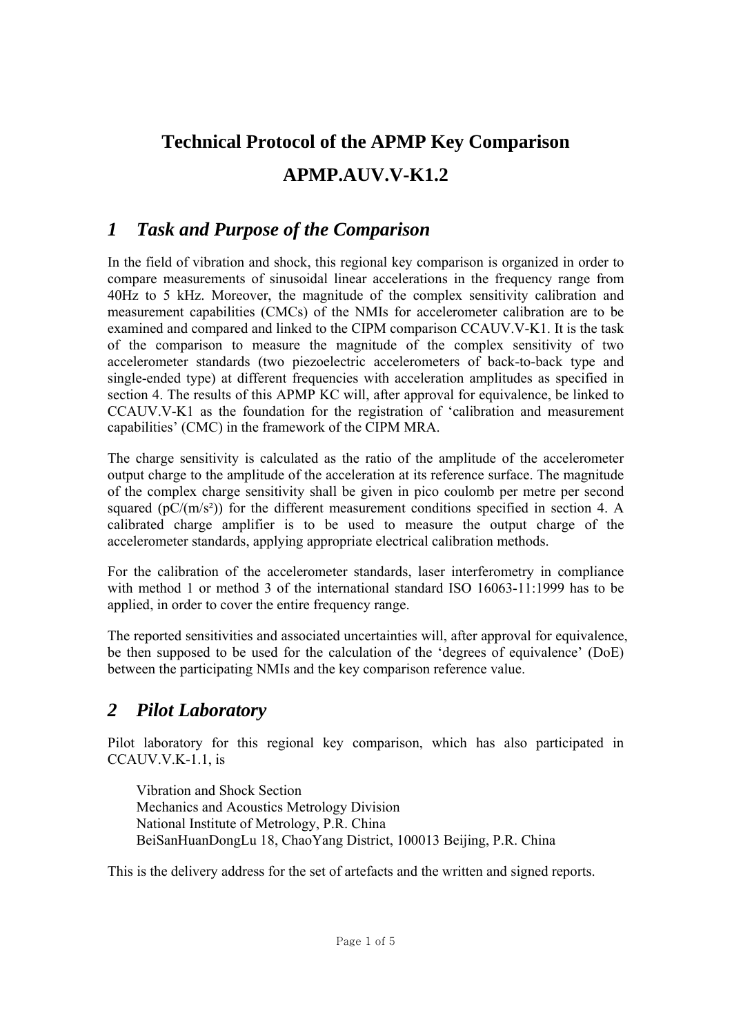# Technical Protocol of the APMP Key Comparison APMP.AUV.V-K1.2

## 1 Task and Purpose of the Comparison

In the field of vibration and shock, this regional key comparison is organized in order to compare measurements of sinusoidal linear accelerations in the frequency range from 40Hz to 5 kHz. Moreover, the magnitude of the complex sensitivity calibration and measurement capabilities (CMCs) of the NMIs for accelerometer calibration are to be examined and compared and linked to the CIPM comparison CCAUV.V-K1. It is the task of the comparison to measure the magnitude of the complex sensitivity of two accelerometer standards (two piezoelectric accelerometers of back-to-back type and single-ended type) at different frequencies with acceleration amplitudes as specified in section 4. The results of this APMP KC will, after approval for equivalence, be linked to CCAUV.V-K1 as the foundation for the registration of 'calibration and measurement capabilities' (CMC) in the framework of the CIPM MRA.

The charge sensitivity is calculated as the ratio of the amplitude of the accelerometer output charge to the amplitude of the acceleration at its reference surface. The magnitude of the complex charge sensitivity shall be given in pico coulomb per metre per second squared (pC/(m/s²)) for the different measurement conditions specified in section 4. A calibrated charge amplifier is to be used to measure the output charge of the accelerometer standards, applying appropriate electrical calibration methods.

For the calibration of the accelerometer standards, laser interferometry in compliance with method 1 or method 3 of the international standard ISO 16063-11:1999 has to be applied, in order to cover the entire frequency range.

The reported sensitivities and associated uncertainties will, after approval for equivalence, be then supposed to be used for the calculation of the 'degrees of equivalence' (DoE) between the participating NMIs and the key comparison reference value.

## 2 Pilot Laboratory

Pilot laboratory for this regional key comparison, which has also participated in CCAUV.V.K-1.1, is

Vibration and Shock Section
Mechanics and Acoustics Metrology Division
National Institute of Metrology, P.R. China
BeiSanHuanDongLu 18, ChaoYang District, 100013 Beijing, P.R. China

This is the delivery address for the set of artefacts and the written and signed reports.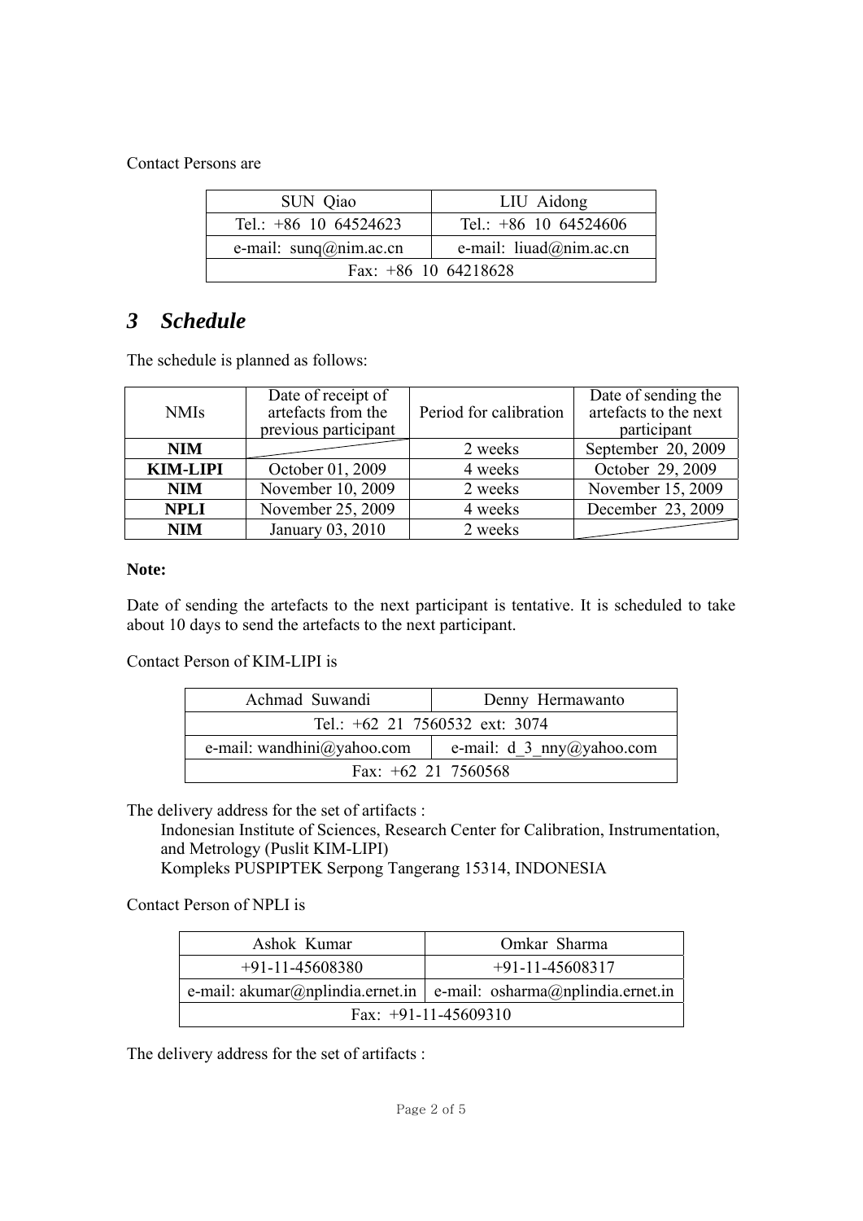Contact Persons are

| SUN Qiao | LIU Aidong |
| --- | --- |
| Tel.: +86 10 64524623 | Tel.: +86 10 64524606 |
| e-mail: sunq@nim.ac.cn | e-mail: liuad@nim.ac.cn |
| Fax: +86 10 64218628 | |

## *3 Schedule*

The schedule is planned as follows:

| NMIs | Date of receipt of artefacts from the previous participant | Period for calibration | Date of sending the artefacts to the next participant |
| --- | --- | --- | --- |
| **NIM** | | 2 weeks | September 20, 2009 |
| **KIM-LIPI** | October 01, 2009 | 4 weeks | October 29, 2009 |
| **NIM** | November 10, 2009 | 2 weeks | November 15, 2009 |
| **NPLI** | November 25, 2009 | 4 weeks | December 23, 2009 |
| **NIM** | January 03, 2010 | 2 weeks | |

**Note:**

Date of sending the artefacts to the next participant is tentative. It is scheduled to take about 10 days to send the artefacts to the next participant.

Contact Person of KIM-LIPI is

| Achmad Suwandi | Denny Hermawanto |
| --- | --- |
| Tel.: +62 21 7560532 ext: 3074 | |
| e-mail: wandhini@yahoo.com | e-mail: d_3_nny@yahoo.com |
| Fax: +62 21 7560568 | |

The delivery address for the set of artifacts :

Indonesian Institute of Sciences, Research Center for Calibration, Instrumentation, and Metrology (Puslit KIM-LIPI)
Kompleks PUSPIPTEK Serpong Tangerang 15314, INDONESIA

Contact Person of NPLI is

| Ashok Kumar | Omkar Sharma |
| --- | --- |
| +91-11-45608380 | +91-11-45608317 |
| e-mail: akumar@nplindia.ernet.in | e-mail: osharma@nplindia.ernet.in |
| Fax: +91-11-45609310 | |

The delivery address for the set of artifacts :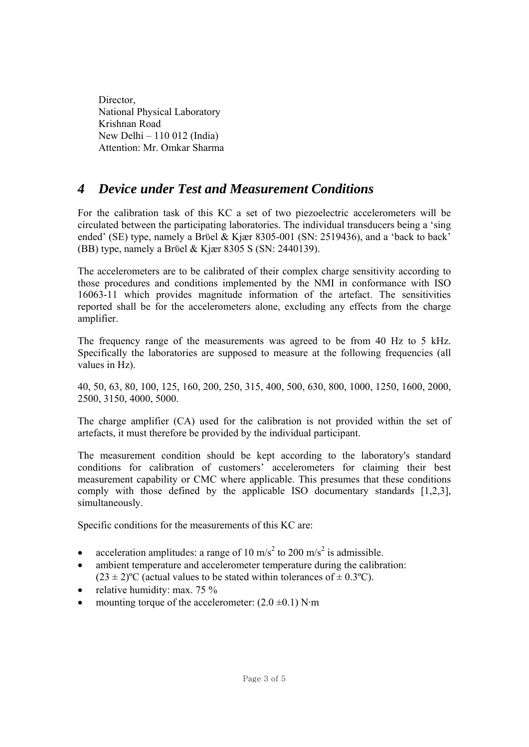Director,
National Physical Laboratory
Krishnan Road
New Delhi – 110 012 (India)
Attention: Mr. Omkar Sharma

# *4 Device under Test and Measurement Conditions*

For the calibration task of this KC a set of two piezoelectric accelerometers will be circulated between the participating laboratories. The individual transducers being a 'sing ended' (SE) type, namely a Brüel & Kjær 8305-001 (SN: 2519436), and a 'back to back' (BB) type, namely a Brüel & Kjær 8305 S (SN: 2440139).

The accelerometers are to be calibrated of their complex charge sensitivity according to those procedures and conditions implemented by the NMI in conformance with ISO 16063-11 which provides magnitude information of the artefact. The sensitivities reported shall be for the accelerometers alone, excluding any effects from the charge amplifier.

The frequency range of the measurements was agreed to be from 40 Hz to 5 kHz. Specifically the laboratories are supposed to measure at the following frequencies (all values in Hz).

40, 50, 63, 80, 100, 125, 160, 200, 250, 315, 400, 500, 630, 800, 1000, 1250, 1600, 2000, 2500, 3150, 4000, 5000.

The charge amplifier (CA) used for the calibration is not provided within the set of artefacts, it must therefore be provided by the individual participant.

The measurement condition should be kept according to the laboratory's standard conditions for calibration of customers' accelerometers for claiming their best measurement capability or CMC where applicable. This presumes that these conditions comply with those defined by the applicable ISO documentary standards [1,2,3], simultaneously.

Specific conditions for the measurements of this KC are:

- acceleration amplitudes: a range of 10 $m/s^2$ to 200 $m/s^2$ is admissible.
- ambient temperature and accelerometer temperature during the calibration: $(23 \pm 2)$ºC (actual values to be stated within tolerances of $\pm$ 0.3ºC).
- relative humidity: max. 75 %
- mounting torque of the accelerometer: $(2.0 \pm 0.1)$ N·m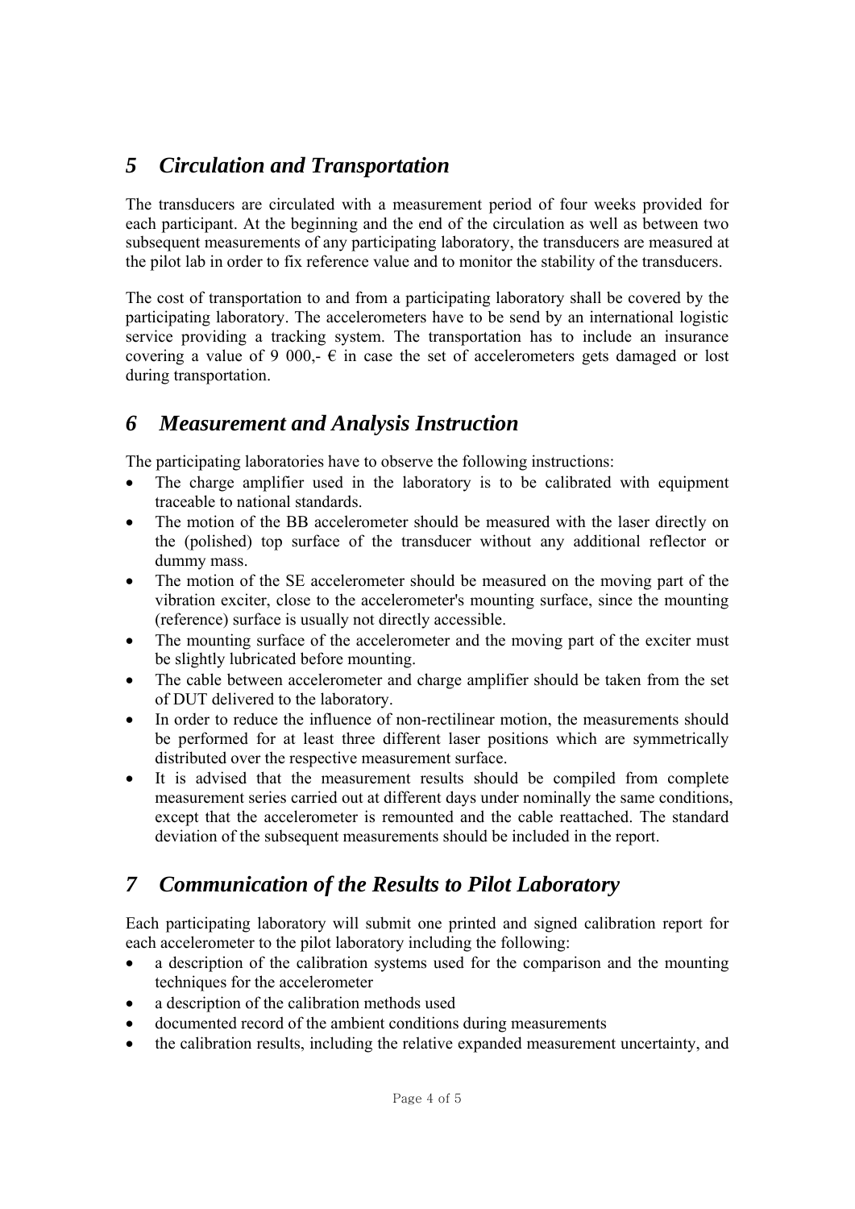## *5 Circulation and Transportation*

The transducers are circulated with a measurement period of four weeks provided for each participant. At the beginning and the end of the circulation as well as between two subsequent measurements of any participating laboratory, the transducers are measured at the pilot lab in order to fix reference value and to monitor the stability of the transducers.

The cost of transportation to and from a participating laboratory shall be covered by the participating laboratory. The accelerometers have to be send by an international logistic service providing a tracking system. The transportation has to include an insurance covering a value of 9 000,- € in case the set of accelerometers gets damaged or lost during transportation.

## *6 Measurement and Analysis Instruction*

The participating laboratories have to observe the following instructions:

- The charge amplifier used in the laboratory is to be calibrated with equipment traceable to national standards.
- The motion of the BB accelerometer should be measured with the laser directly on the (polished) top surface of the transducer without any additional reflector or dummy mass.
- The motion of the SE accelerometer should be measured on the moving part of the vibration exciter, close to the accelerometer's mounting surface, since the mounting (reference) surface is usually not directly accessible.
- The mounting surface of the accelerometer and the moving part of the exciter must be slightly lubricated before mounting.
- The cable between accelerometer and charge amplifier should be taken from the set of DUT delivered to the laboratory.
- In order to reduce the influence of non-rectilinear motion, the measurements should be performed for at least three different laser positions which are symmetrically distributed over the respective measurement surface.
- It is advised that the measurement results should be compiled from complete measurement series carried out at different days under nominally the same conditions, except that the accelerometer is remounted and the cable reattached. The standard deviation of the subsequent measurements should be included in the report.

## *7 Communication of the Results to Pilot Laboratory*

Each participating laboratory will submit one printed and signed calibration report for each accelerometer to the pilot laboratory including the following:

- a description of the calibration systems used for the comparison and the mounting techniques for the accelerometer
- a description of the calibration methods used
- documented record of the ambient conditions during measurements
- the calibration results, including the relative expanded measurement uncertainty, and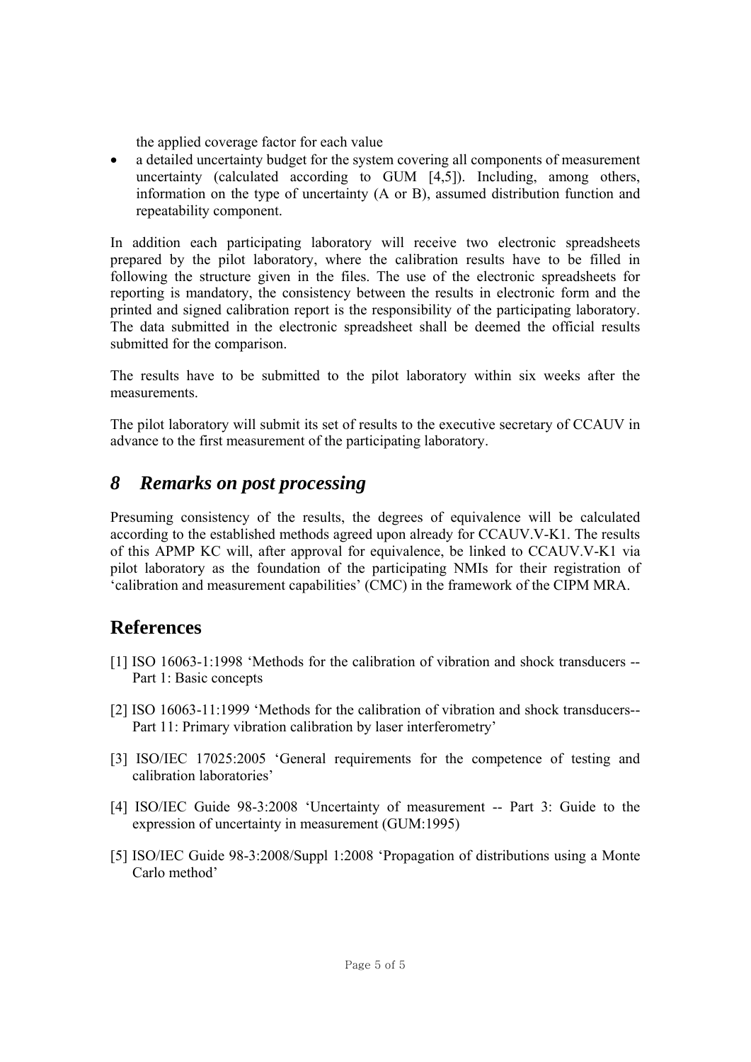the applied coverage factor for each value

- a detailed uncertainty budget for the system covering all components of measurement uncertainty (calculated according to GUM [4,5]). Including, among others, information on the type of uncertainty (A or B), assumed distribution function and repeatability component.

In addition each participating laboratory will receive two electronic spreadsheets prepared by the pilot laboratory, where the calibration results have to be filled in following the structure given in the files. The use of the electronic spreadsheets for reporting is mandatory, the consistency between the results in electronic form and the printed and signed calibration report is the responsibility of the participating laboratory. The data submitted in the electronic spreadsheet shall be deemed the official results submitted for the comparison.

The results have to be submitted to the pilot laboratory within six weeks after the measurements.

The pilot laboratory will submit its set of results to the executive secretary of CCAUV in advance to the first measurement of the participating laboratory.

## *8 Remarks on post processing*

Presuming consistency of the results, the degrees of equivalence will be calculated according to the established methods agreed upon already for CCAUV.V-K1. The results of this APMP KC will, after approval for equivalence, be linked to CCAUV.V-K1 via pilot laboratory as the foundation of the participating NMIs for their registration of 'calibration and measurement capabilities' (CMC) in the framework of the CIPM MRA.

## References

[1] ISO 16063-1:1998 'Methods for the calibration of vibration and shock transducers -- Part 1: Basic concepts

[2] ISO 16063-11:1999 'Methods for the calibration of vibration and shock transducers-- Part 11: Primary vibration calibration by laser interferometry'

[3] ISO/IEC 17025:2005 'General requirements for the competence of testing and calibration laboratories'

[4] ISO/IEC Guide 98-3:2008 'Uncertainty of measurement -- Part 3: Guide to the expression of uncertainty in measurement (GUM:1995)

[5] ISO/IEC Guide 98-3:2008/Suppl 1:2008 'Propagation of distributions using a Monte Carlo method'